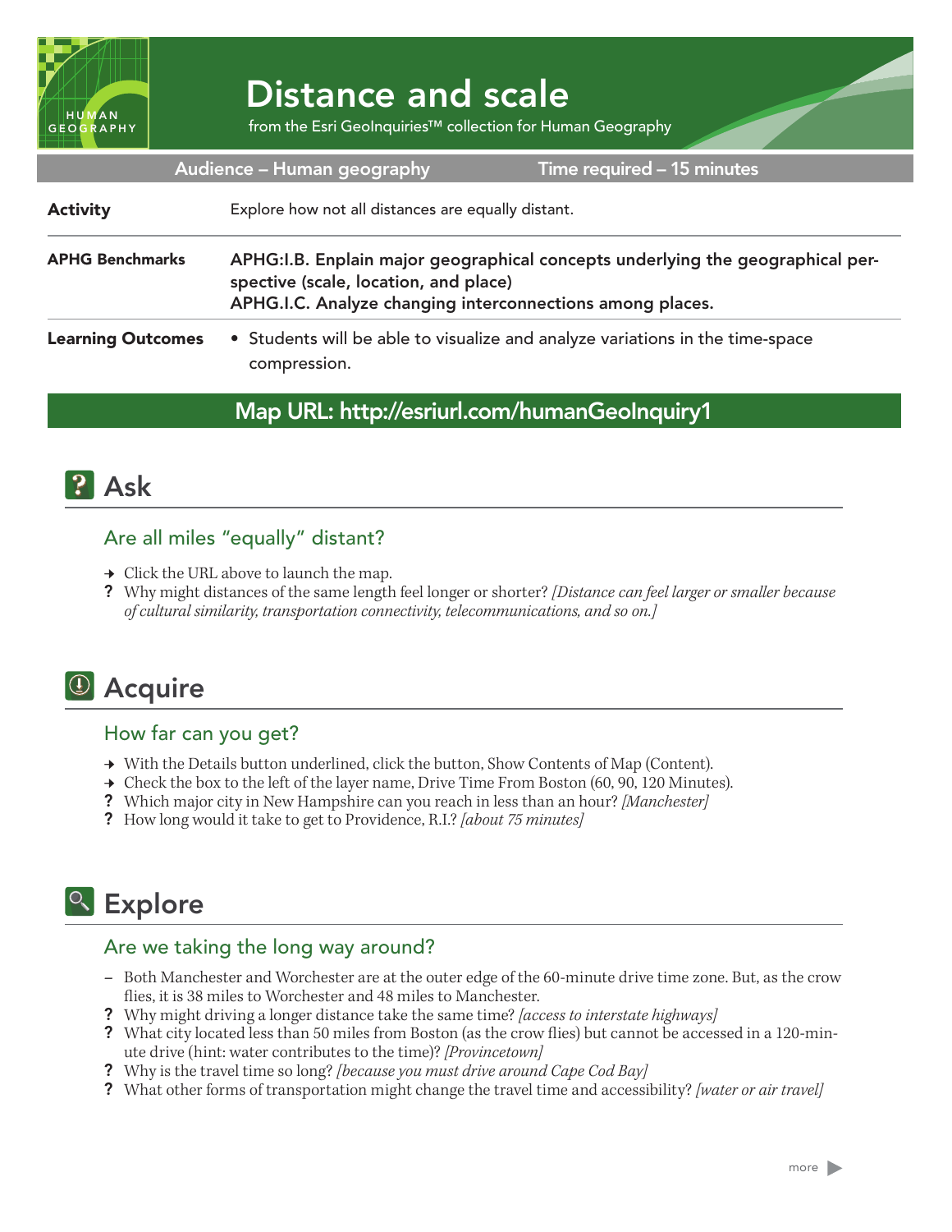# Distance and scale

from the Esri GeoInquiries™ collection for Human Geography

**Audience – Human geography** | **Time required – 15 minutes**

| | |
|---|---|
| **Activity** | Explore how not all distances are equally distant. |
| **APHG Benchmarks** | **APHG:I.B. Enplain major geographical concepts underlying the geographical perspective (scale, location, and place)**<br>**APHG.I.C. Analyze changing interconnections among places.** |
| **Learning Outcomes** | • Students will be able to visualize and analyze variations in the time-space compression. |

**Map URL: http://esriurl.com/humanGeoInquiry1**

## Ask

### Are all miles "equally" distant?

→ Click the URL above to launch the map.

? Why might distances of the same length feel longer or shorter? *[Distance can feel larger or smaller because of cultural similarity, transportation connectivity, telecommunications, and so on.]*

## Acquire

### How far can you get?

→ With the Details button underlined, click the button, Show Contents of Map (Content).

→ Check the box to the left of the layer name, Drive Time From Boston (60, 90, 120 Minutes).

? Which major city in New Hampshire can you reach in less than an hour? *[Manchester]*

? How long would it take to get to Providence, R.I.? *[about 75 minutes]*

## Explore

### Are we taking the long way around?

– Both Manchester and Worchester are at the outer edge of the 60-minute drive time zone. But, as the crow flies, it is 38 miles to Worchester and 48 miles to Manchester.

? Why might driving a longer distance take the same time? *[access to interstate highways]*

? What city located less than 50 miles from Boston (as the crow flies) but cannot be accessed in a 120-minute drive (hint: water contributes to the time)? *[Provincetown]*

? Why is the travel time so long? *[because you must drive around Cape Cod Bay]*

? What other forms of transportation might change the travel time and accessibility? *[water or air travel]*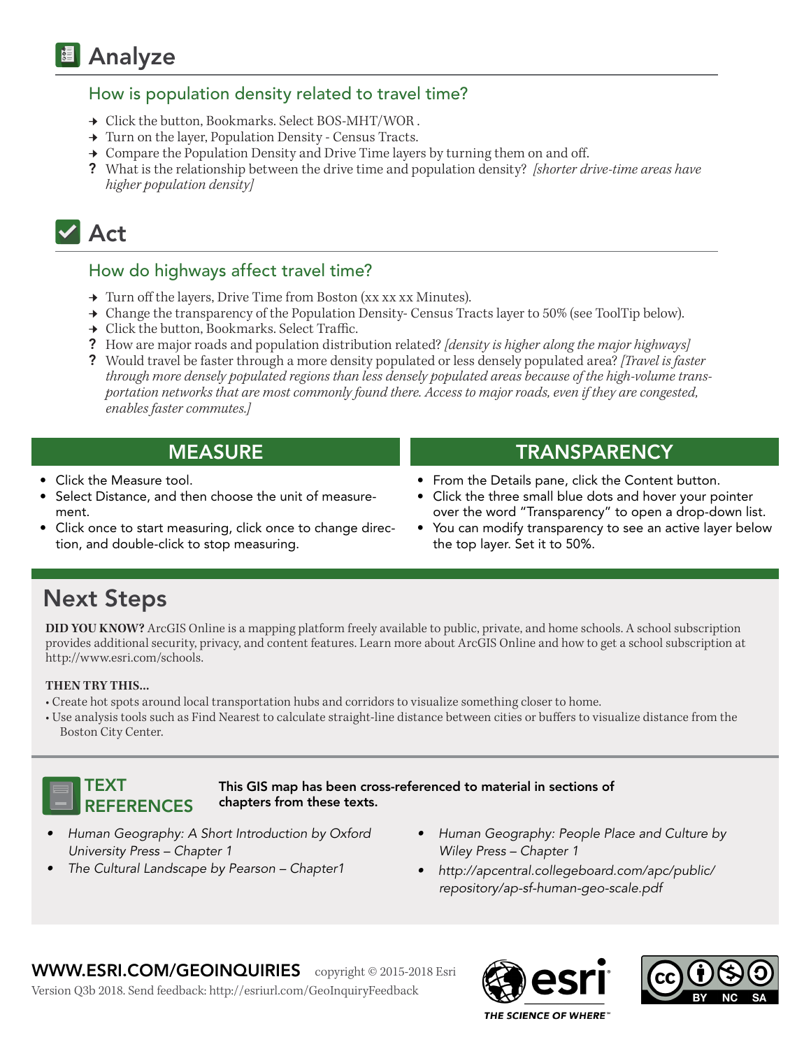# Analyze

## How is population density related to travel time?

→ Click the button, Bookmarks. Select BOS-MHT/WOR .
→ Turn on the layer, Population Density - Census Tracts.
→ Compare the Population Density and Drive Time layers by turning them on and off.
**?** What is the relationship between the drive time and population density? *[shorter drive-time areas have higher population density]*

# Act

## How do highways affect travel time?

→ Turn off the layers, Drive Time from Boston (xx xx xx Minutes).
→ Change the transparency of the Population Density- Census Tracts layer to 50% (see ToolTip below).
→ Click the button, Bookmarks. Select Traffic.
**?** How are major roads and population distribution related? *[density is higher along the major highways]*
**?** Would travel be faster through a more density populated or less densely populated area? *[Travel is faster through more densely populated regions than less densely populated areas because of the high-volume transportation networks that are most commonly found there. Access to major roads, even if they are congested, enables faster commutes.]*

### MEASURE

- Click the Measure tool.
- Select Distance, and then choose the unit of measurement.
- Click once to start measuring, click once to change direction, and double-click to stop measuring.

### TRANSPARENCY

- From the Details pane, click the Content button.
- Click the three small blue dots and hover your pointer over the word "Transparency" to open a drop-down list.
- You can modify transparency to see an active layer below the top layer. Set it to 50%.

# Next Steps

**DID YOU KNOW?** ArcGIS Online is a mapping platform freely available to public, private, and home schools. A school subscription provides additional security, privacy, and content features. Learn more about ArcGIS Online and how to get a school subscription at http://www.esri.com/schools.

**THEN TRY THIS...**

- Create hot spots around local transportation hubs and corridors to visualize something closer to home.
- Use analysis tools such as Find Nearest to calculate straight-line distance between cities or buffers to visualize distance from the Boston City Center.

## TEXT REFERENCES

**This GIS map has been cross-referenced to material in sections of chapters from these texts.**

- *Human Geography: A Short Introduction by Oxford University Press – Chapter 1*
- *The Cultural Landscape by Pearson – Chapter1*
- *Human Geography: People Place and Culture by Wiley Press – Chapter 1*
- *http://apcentral.collegeboard.com/apc/public/repository/ap-sf-human-geo-scale.pdf*

**WWW.ESRI.COM/GEOINQUIRIES** copyright © 2015-2018 Esri
Version Q3b 2018. Send feedback: http://esriurl.com/GeoInquiryFeedback